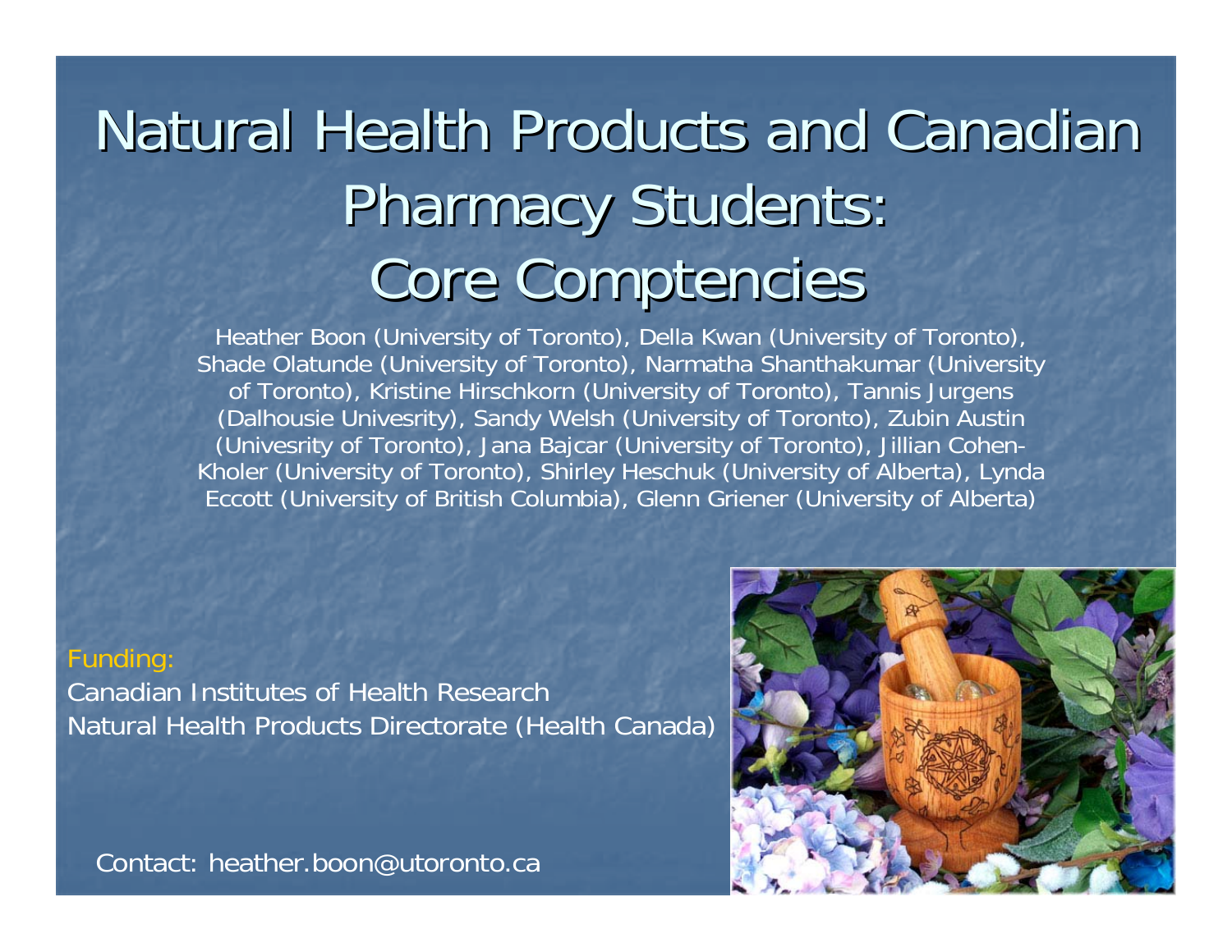# Natural Health Products and Canadian Pharmacy Students: Core Comptencies

Heather Boon (University of Toronto), Della Kwan (University of Toronto), Shade Olatunde (University of Toronto), Narmatha Shanthakumar (University of Toronto), Kristine Hirschkorn (University of Toronto), Tannis Jurgens (Dalhousie Univesrity), Sandy Welsh (University of Toronto), Zubin Austin (Univesrity of Toronto), Jana Bajcar (University of Toronto), Jillian Cohen-Kholer (University of Toronto), Shirley Heschuk (University of Alberta), Lynda Eccott (University of British Columbia), Glenn Griener (University of Alberta)

Funding:
Canadian Institutes of Health Research
Natural Health Products Directorate (Health Canada)

Contact: heather.boon@utoronto.ca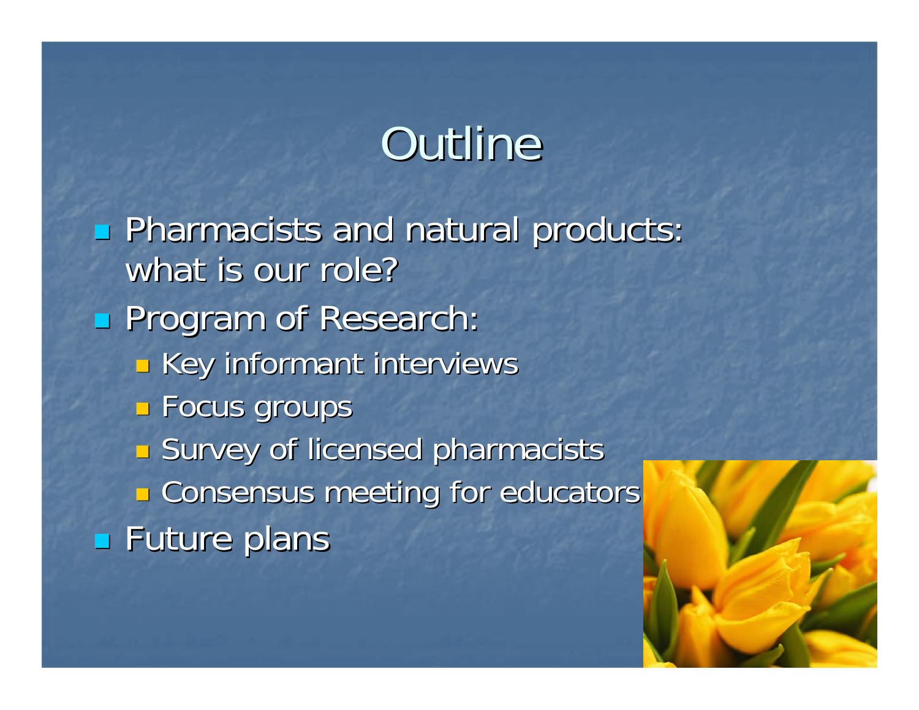# Outline

- Pharmacists and natural products: what is our role?
- Program of Research:
  - Key informant interviews
  - Focus groups
  - Survey of licensed pharmacists
  - Consensus meeting for educators
- Future plans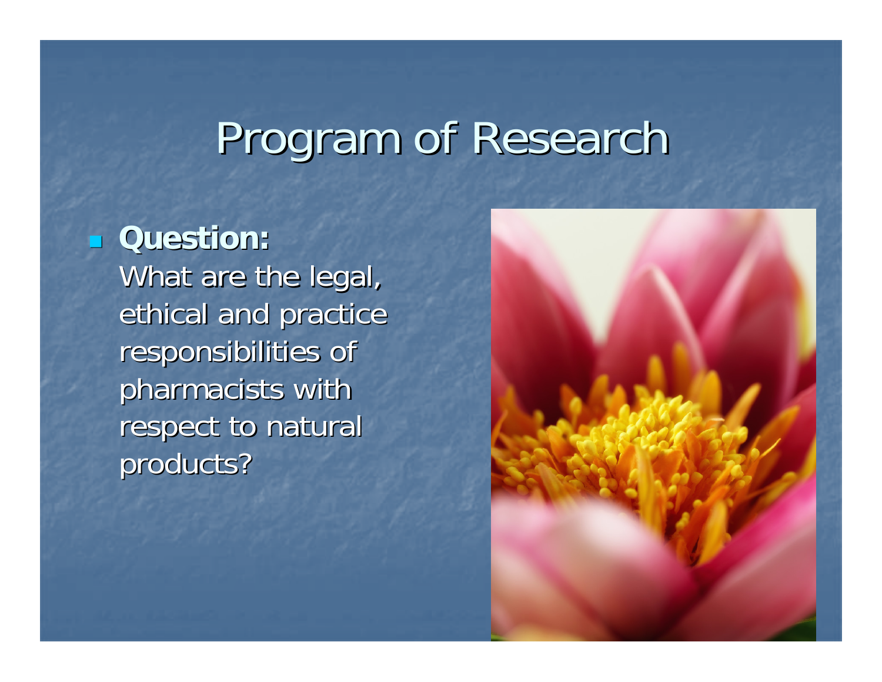# Program of Research

- **Question:**
  What are the legal, ethical and practice responsibilities of pharmacists with respect to natural products?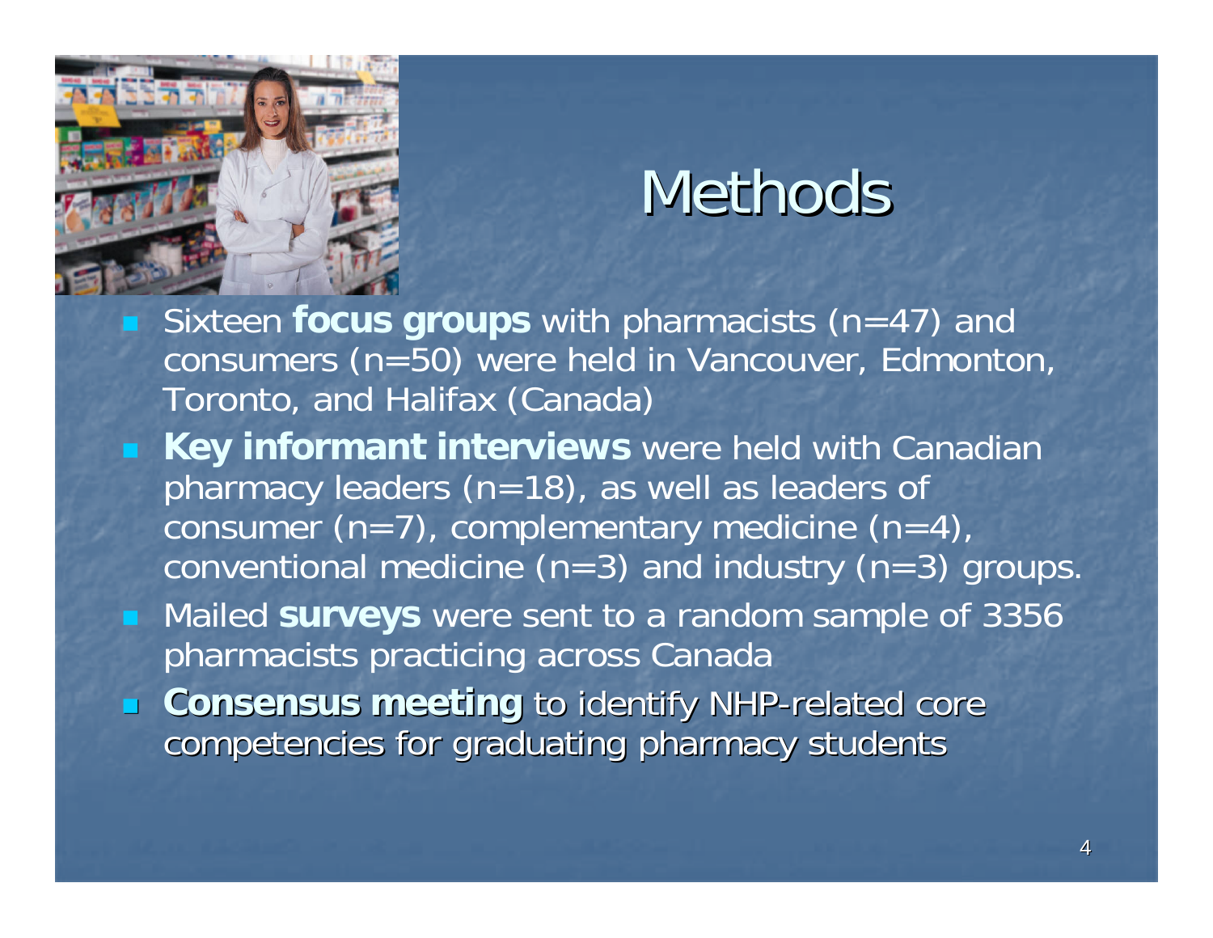# Methods

- Sixteen **focus groups** with pharmacists (n=47) and consumers (n=50) were held in Vancouver, Edmonton, Toronto, and Halifax (Canada)
- **Key informant interviews** were held with Canadian pharmacy leaders (n=18), as well as leaders of consumer (n=7), complementary medicine (n=4), conventional medicine (n=3) and industry (n=3) groups.
- Mailed **surveys** were sent to a random sample of 3356 pharmacists practicing across Canada
- **Consensus meeting** to identify NHP-related core competencies for graduating pharmacy students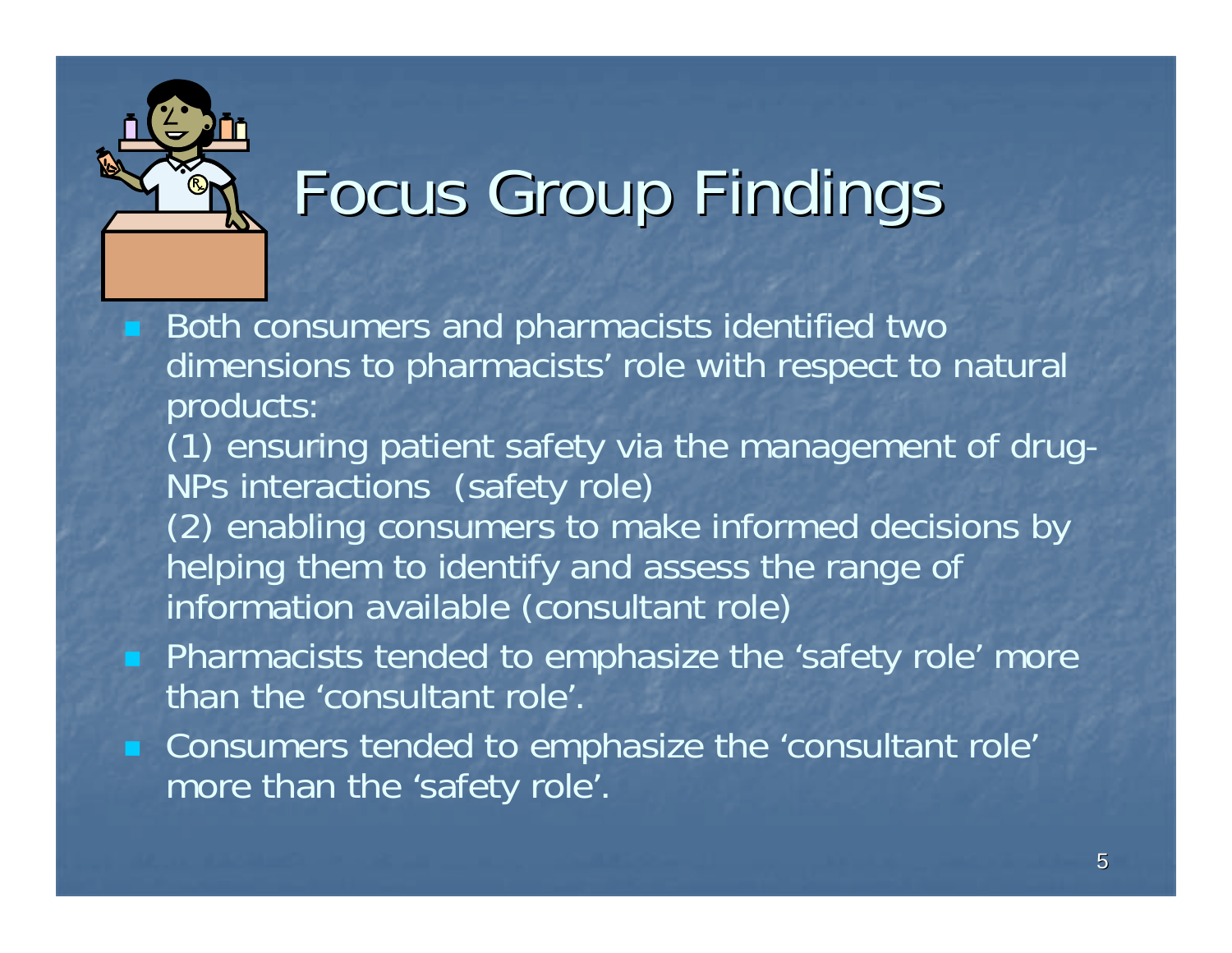# Focus Group Findings

- Both consumers and pharmacists identified two dimensions to pharmacists' role with respect to natural products:

  (1) ensuring patient safety via the management of drug-NPs interactions (safety role)

  (2) enabling consumers to make informed decisions by helping them to identify and assess the range of information available (consultant role)
- Pharmacists tended to emphasize the 'safety role' more than the 'consultant role'.
- Consumers tended to emphasize the 'consultant role' more than the 'safety role'.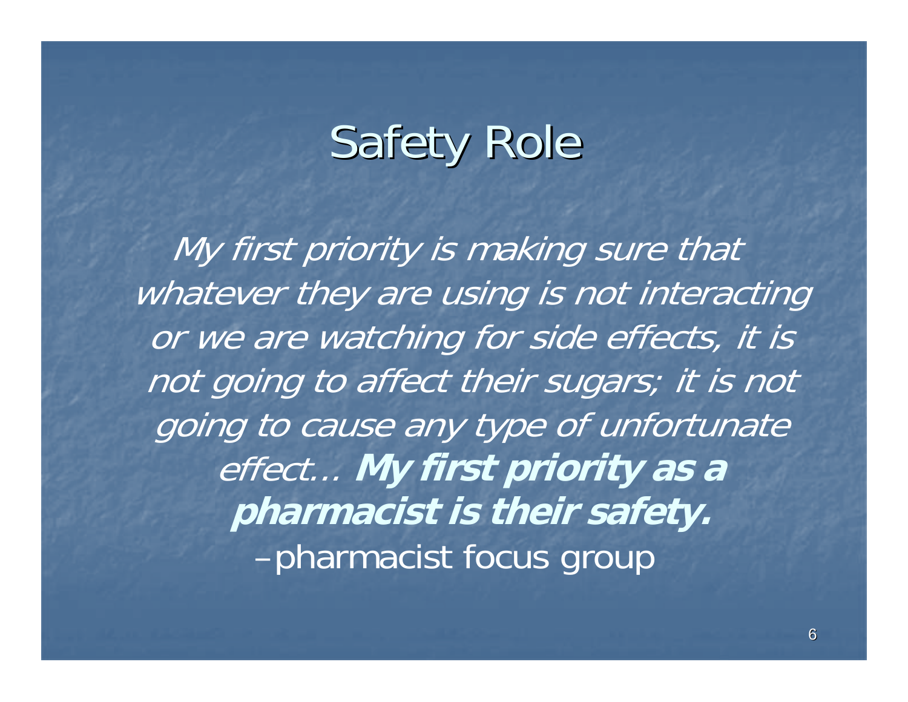# Safety Role

*My first priority is making sure that whatever they are using is not interacting or we are watching for side effects, it is not going to affect their sugars; it is not going to cause any type of unfortunate effect…* ***My first priority as a pharmacist is their safety.***

–pharmacist focus group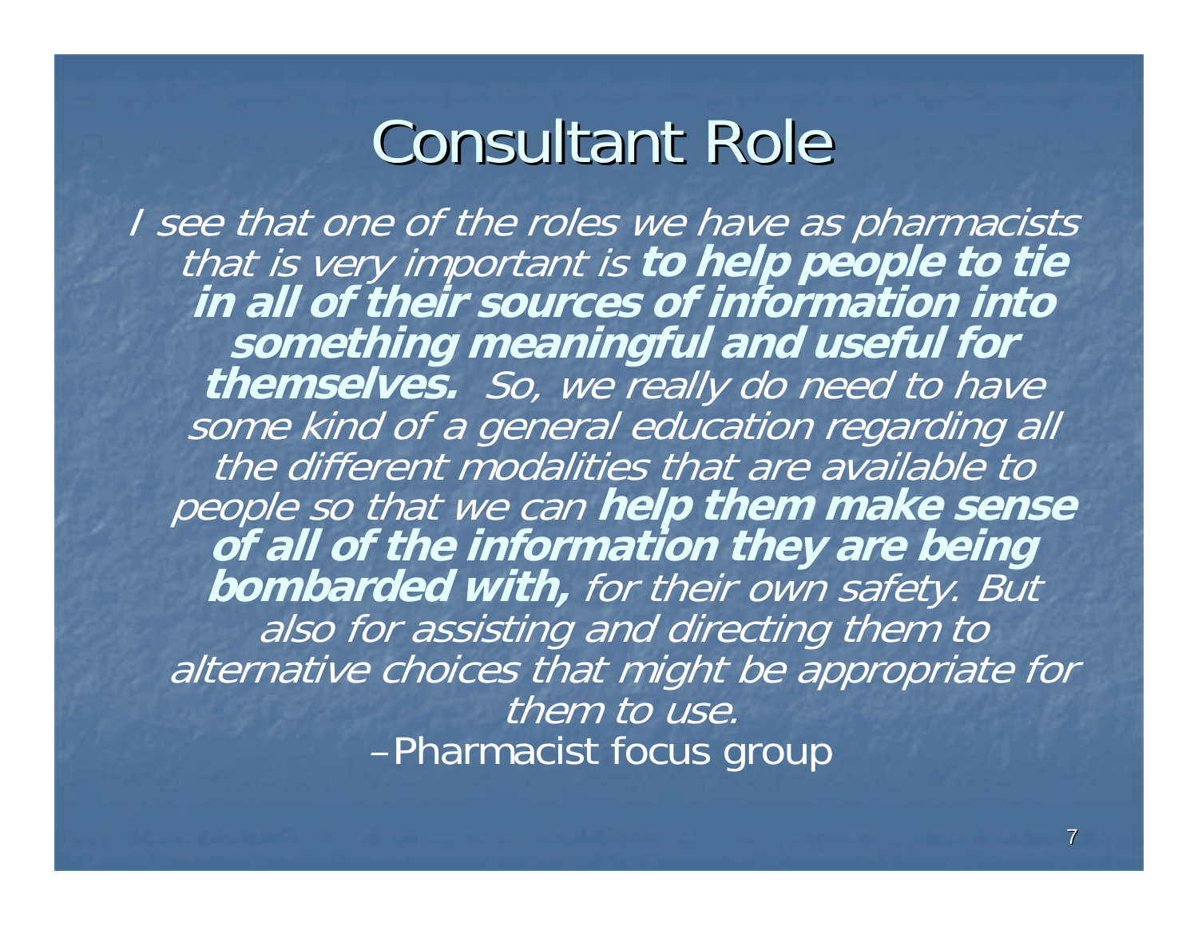# Consultant Role

*I see that one of the roles we have as pharmacists that is very important is* ***to help people to tie in all of their sources of information into something meaningful and useful for themselves.*** *So, we really do need to have some kind of a general education regarding all the different modalities that are available to people so that we can* ***help them make sense of all of the information they are being bombarded with,*** *for their own safety. But also for assisting and directing them to alternative choices that might be appropriate for them to use.*

–Pharmacist focus group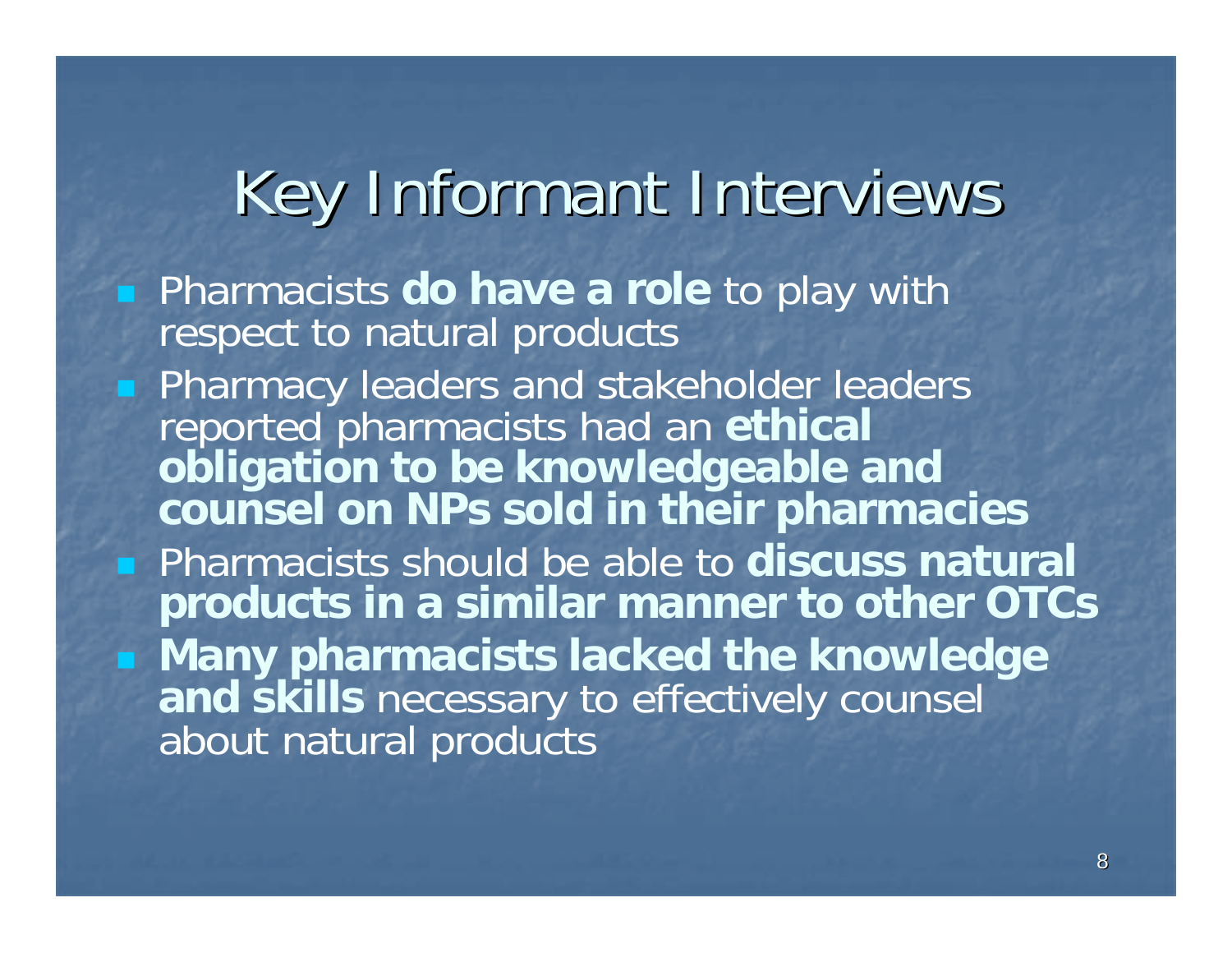# Key Informant Interviews

- Pharmacists **do have a role** to play with respect to natural products
- Pharmacy leaders and stakeholder leaders reported pharmacists had an **ethical obligation to be knowledgeable and counsel on NPs sold in their pharmacies**
- Pharmacists should be able to **discuss natural products in a similar manner to other OTCs**
- **Many pharmacists lacked the knowledge and skills** necessary to effectively counsel about natural products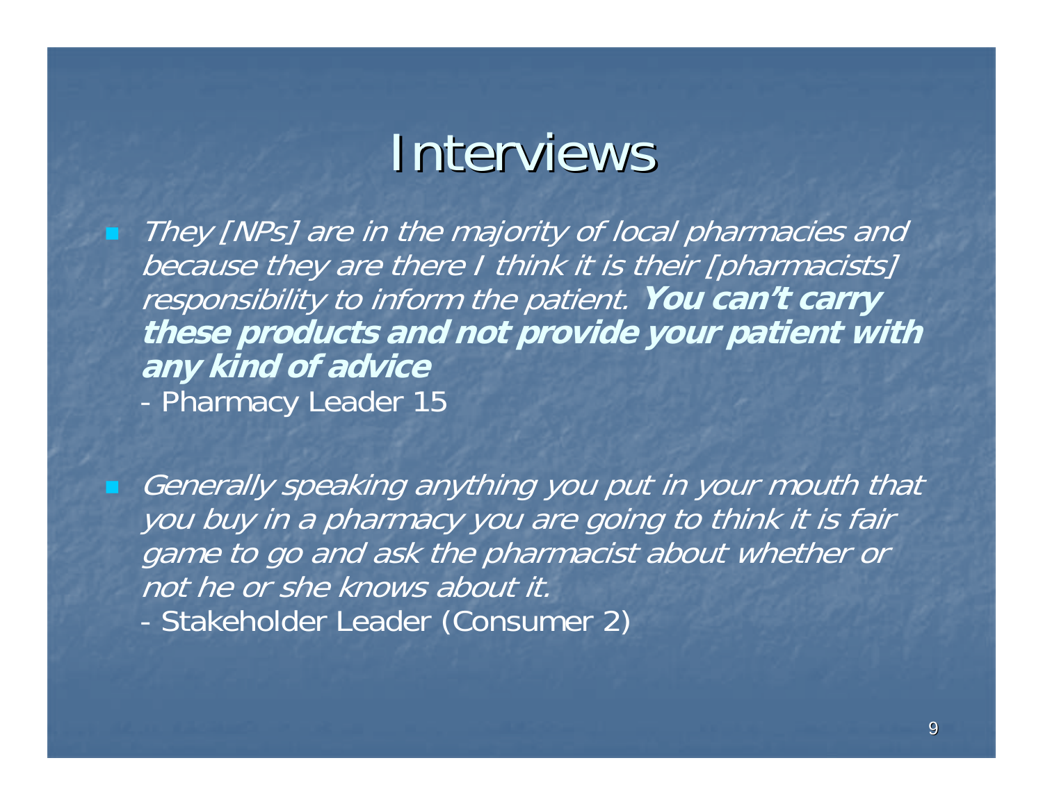# Interviews

- *They [NPs] are in the majority of local pharmacies and because they are there I think it is their [pharmacists] responsibility to inform the patient.* ***You can't carry these products and not provide your patient with any kind of advice***

  - Pharmacy Leader 15

- *Generally speaking anything you put in your mouth that you buy in a pharmacy you are going to think it is fair game to go and ask the pharmacist about whether or not he or she knows about it.*

  - Stakeholder Leader (Consumer 2)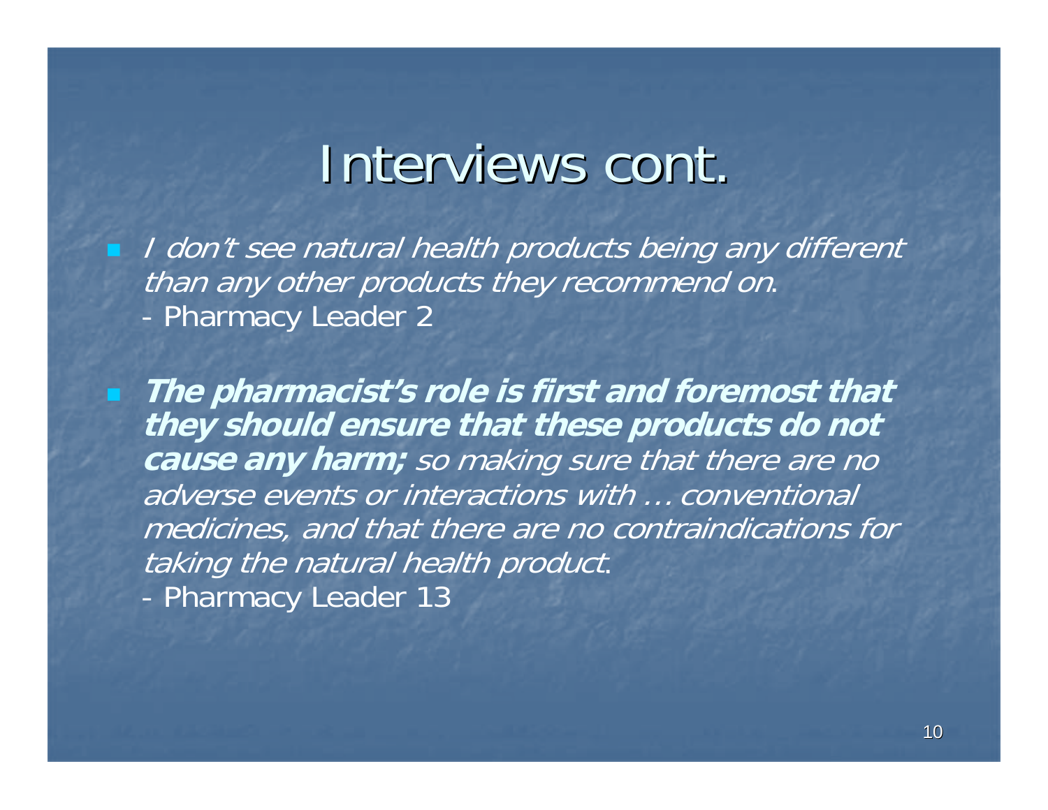# Interviews cont.

- *I don't see natural health products being any different than any other products they recommend on*.
  - Pharmacy Leader 2

- ***The pharmacist's role is first and foremost that they should ensure that these products do not cause any harm;*** *so making sure that there are no adverse events or interactions with … conventional medicines, and that there are no contraindications for taking the natural health product*.
  - Pharmacy Leader 13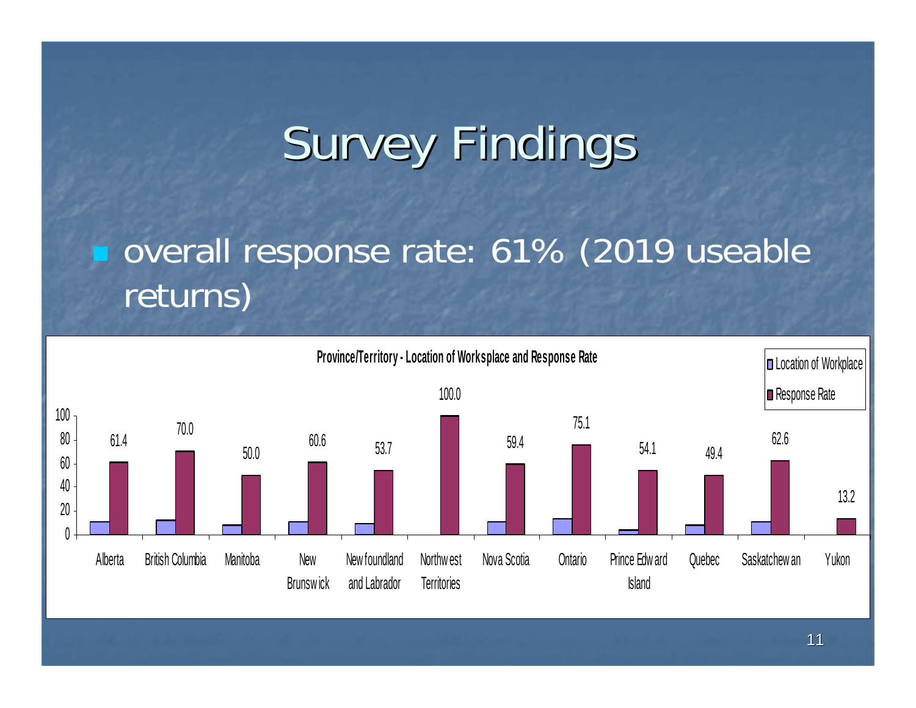# Survey Findings

- overall response rate: 61% (2019 useable returns)

**Province/Territory - Location of Worksplace and Response Rate**

| Province/Territory | Response Rate |
| --- | --- |
| Alberta | 61.4 |
| British Columbia | 70.0 |
| Manitoba | 50.0 |
| New Brunswick | 60.6 |
| Newfoundland and Labrador | 53.7 |
| Northwest Territories | 100.0 |
| Nova Scotia | 59.4 |
| Ontario | 75.1 |
| Prince Edward Island | 54.1 |
| Quebec | 49.4 |
| Saskatchewan | 62.6 |
| Yukon | 13.2 |

Legend: Location of Workplace; Response Rate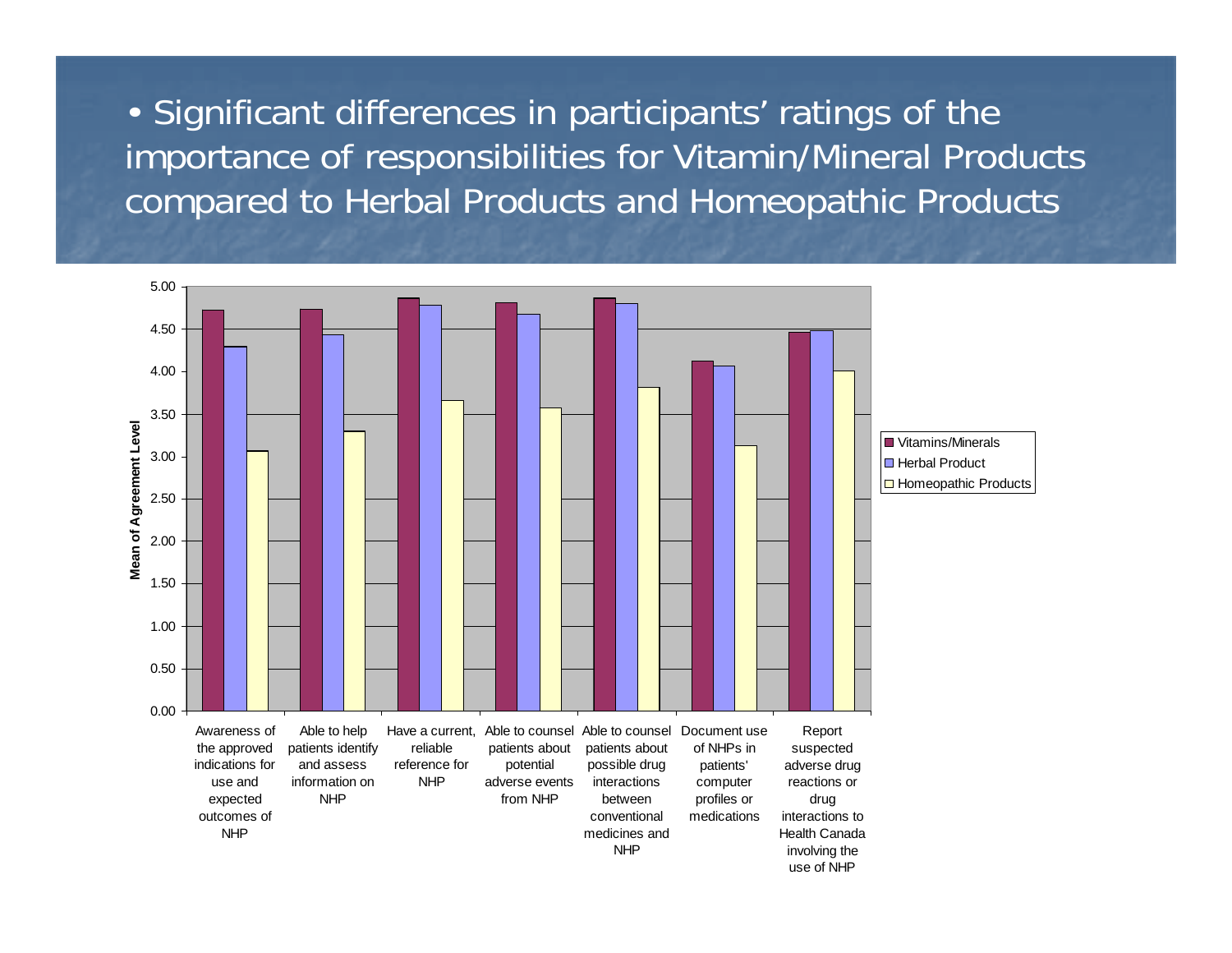- Significant differences in participants' ratings of the importance of responsibilities for Vitamin/Mineral Products compared to Herbal Products and Homeopathic Products

Mean of Agreement Level

Legend: Vitamins/Minerals, Herbal Product, Homeopathic Products

Categories:

- Awareness of the approved indications for use and expected outcomes of NHP
- Able to help patients identify and assess information on NHP
- Have a current, reliable reference for NHP
- Able to counsel patients about potential adverse events from NHP
- Able to counsel patients about possible drug interactions between conventional medicines and NHP
- Document use of NHPs in patients' computer profiles or medications
- Report suspected adverse drug reactions or drug interactions to Health Canada involving the use of NHP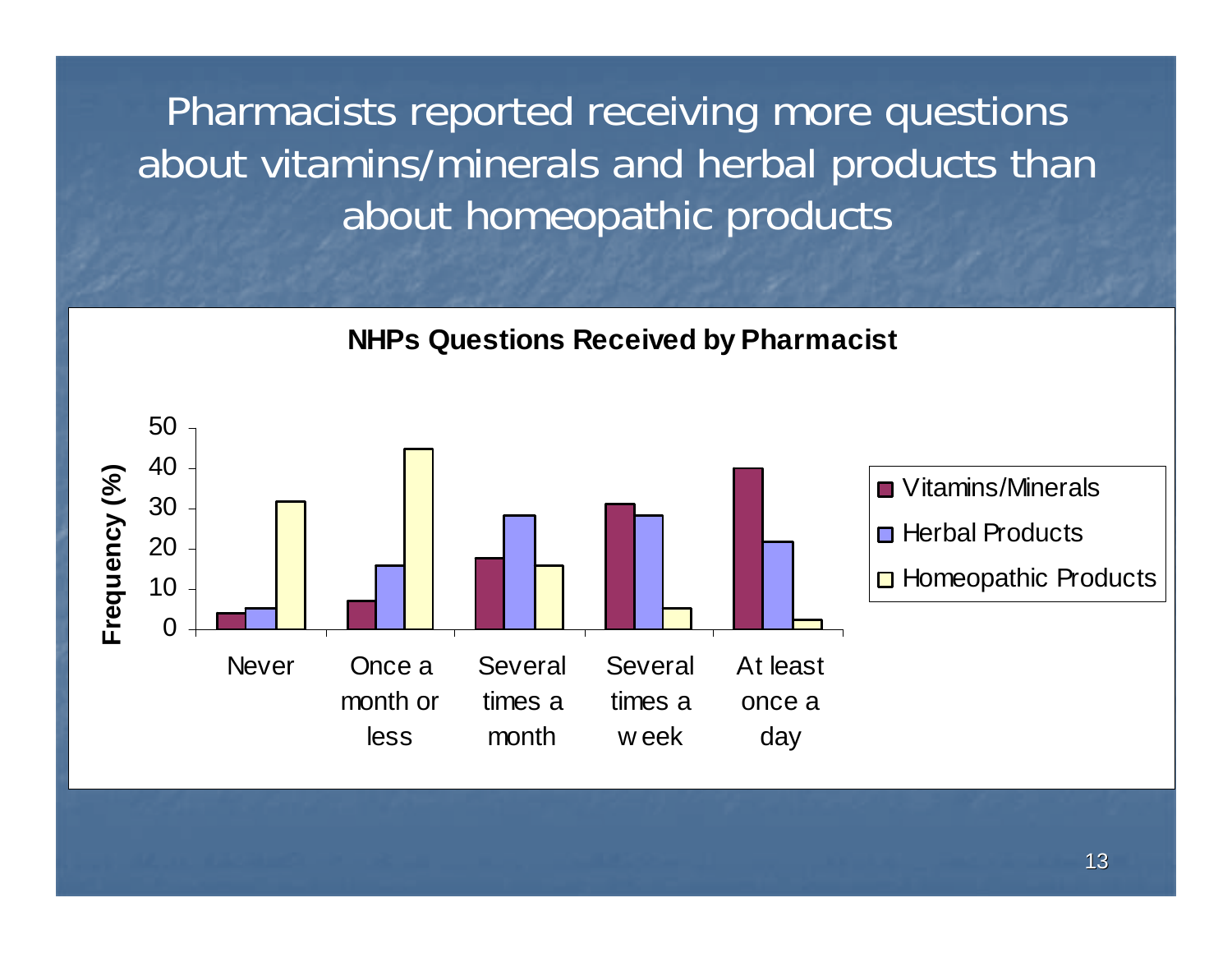# Pharmacists reported receiving more questions about vitamins/minerals and herbal products than about homeopathic products

**NHPs Questions Received by Pharmacist**

Frequency (%)

| | Never | Once a month or less | Several times a month | Several times a week | At least once a day |
|---|---|---|---|---|---|
| Vitamins/Minerals | 4 | 7 | 18 | 31 | 40 |
| Herbal Products | 5 | 16 | 28 | 28 | 22 |
| Homeopathic Products | 32 | 45 | 16 | 5 | 2 |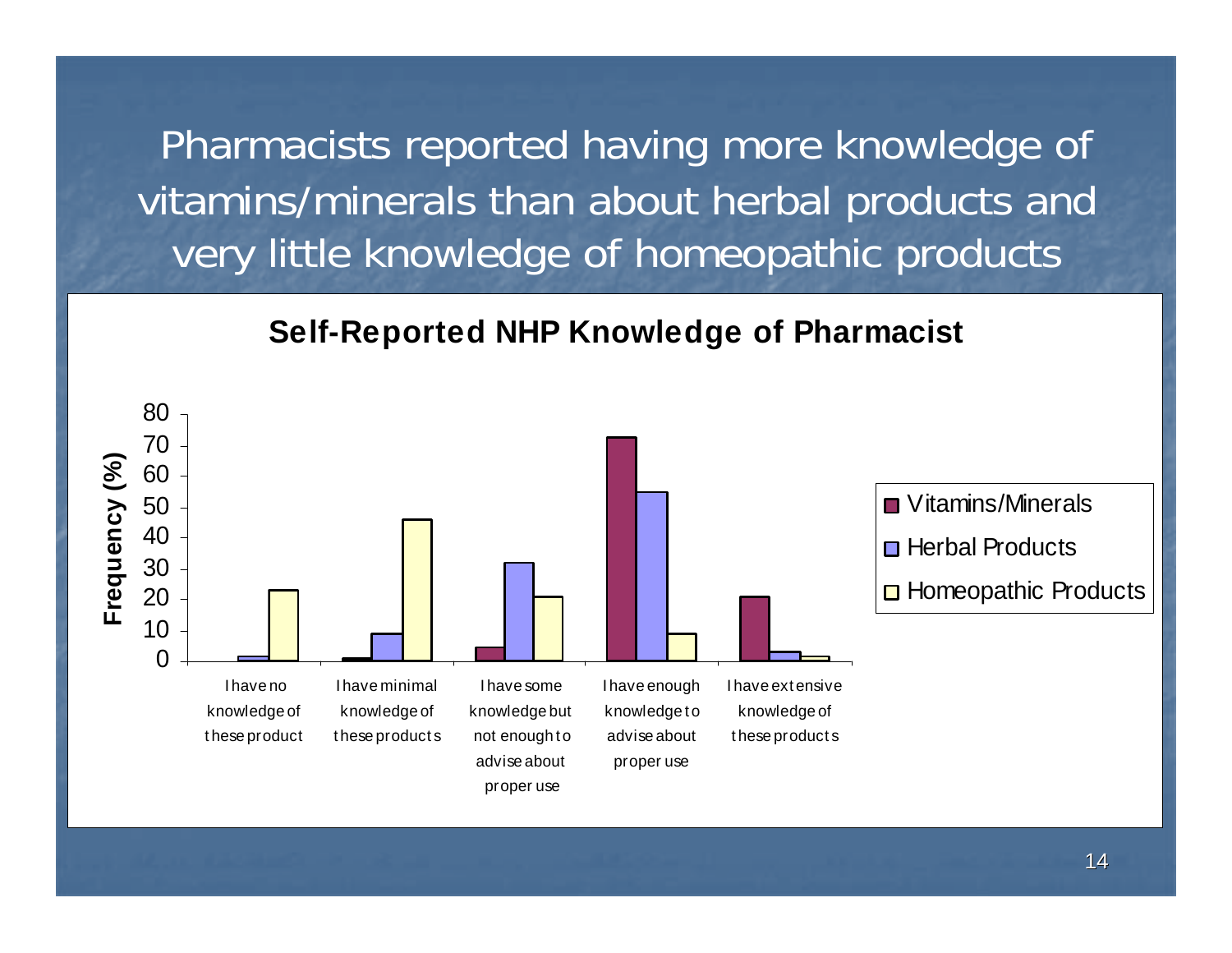# Pharmacists reported having more knowledge of vitamins/minerals than about herbal products and very little knowledge of homeopathic products

**Self-Reported NHP Knowledge of Pharmacist**

Frequency (%)

Vitamins/Minerals | Herbal Products | Homeopathic Products

I have no knowledge of these product | I have minimal knowledge of these products | I have some knowledge but not enough to advise about proper use | I have enough knowledge to advise about proper use | I have extensive knowledge of these products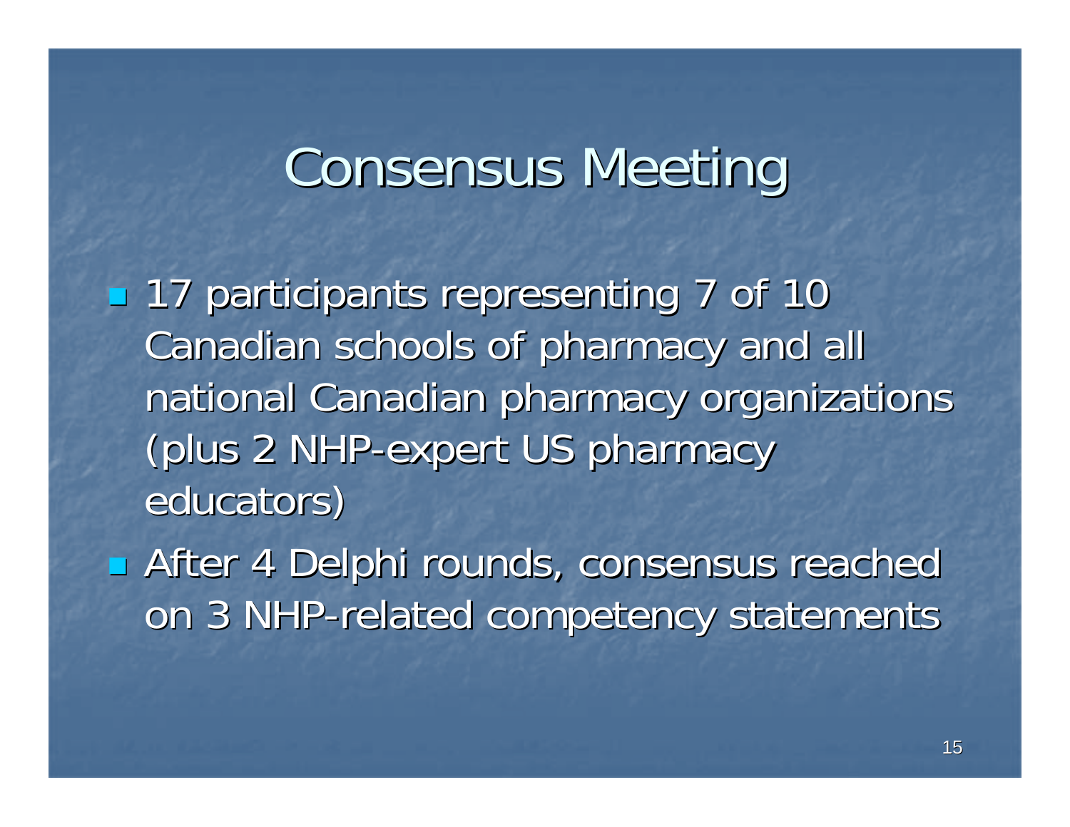# Consensus Meeting

- 17 participants representing 7 of 10 Canadian schools of pharmacy and all national Canadian pharmacy organizations (plus 2 NHP-expert US pharmacy educators)
- After 4 Delphi rounds, consensus reached on 3 NHP-related competency statements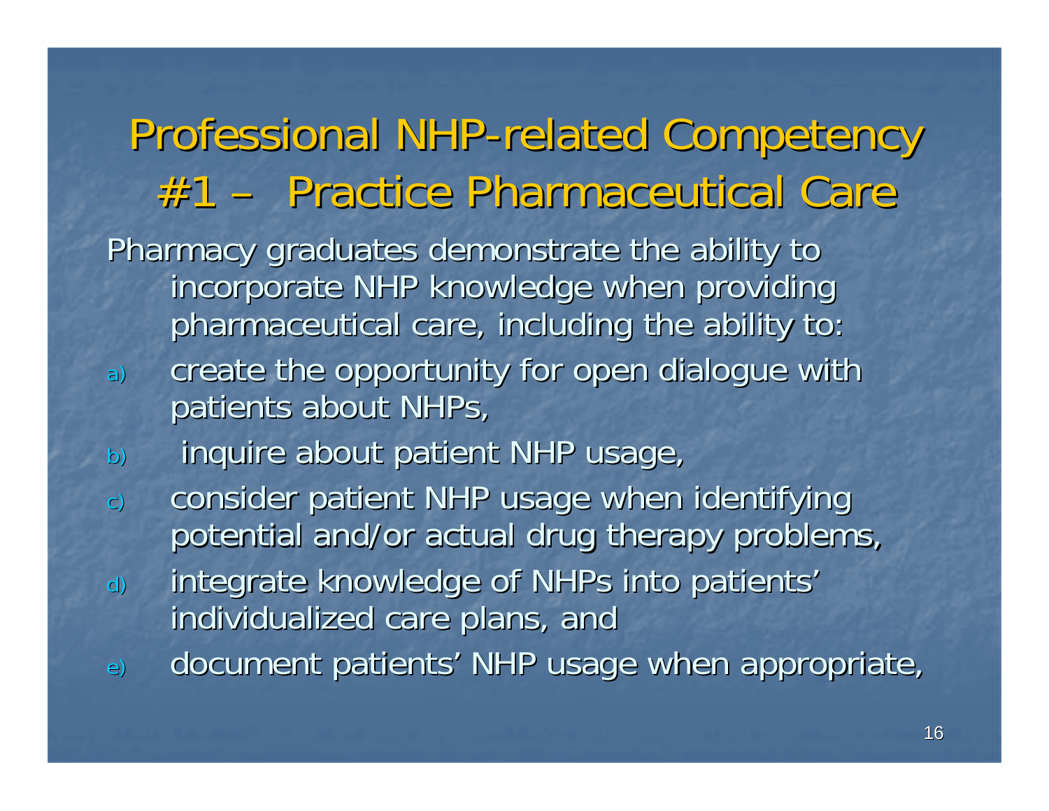# Professional NHP-related Competency #1 – Practice Pharmaceutical Care

Pharmacy graduates demonstrate the ability to incorporate NHP knowledge when providing pharmaceutical care, including the ability to:

a) create the opportunity for open dialogue with patients about NHPs,
b) inquire about patient NHP usage,
c) consider patient NHP usage when identifying potential and/or actual drug therapy problems,
d) integrate knowledge of NHPs into patients' individualized care plans, and
e) document patients' NHP usage when appropriate,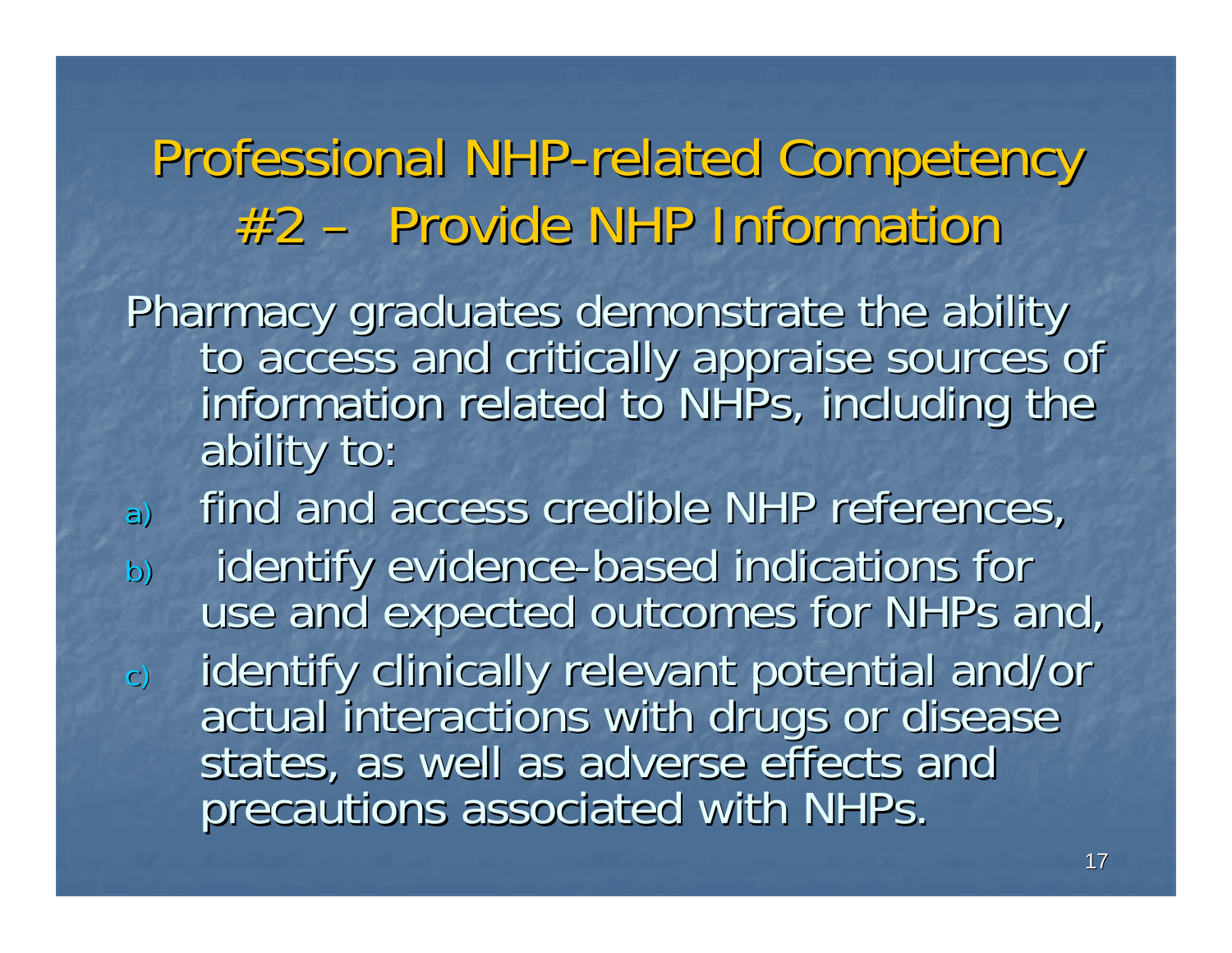# Professional NHP-related Competency #2 – Provide NHP Information

Pharmacy graduates demonstrate the ability to access and critically appraise sources of information related to NHPs, including the ability to:

a) find and access credible NHP references,
b) identify evidence-based indications for use and expected outcomes for NHPs and,
c) identify clinically relevant potential and/or actual interactions with drugs or disease states, as well as adverse effects and precautions associated with NHPs.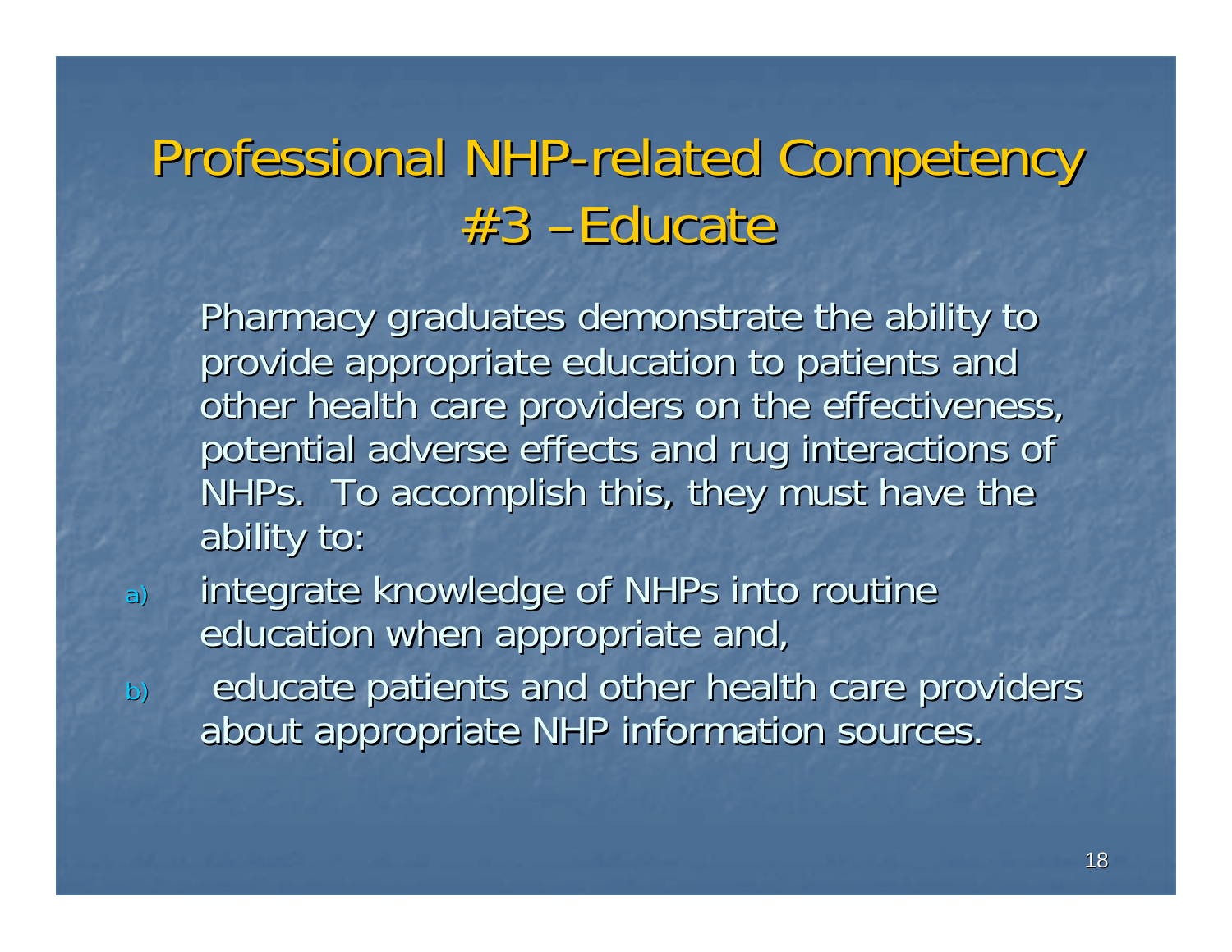# Professional NHP-related Competency #3 – Educate

Pharmacy graduates demonstrate the ability to provide appropriate education to patients and other health care providers on the effectiveness, potential adverse effects and rug interactions of NHPs. To accomplish this, they must have the ability to:

a) integrate knowledge of NHPs into routine education when appropriate and,
b) educate patients and other health care providers about appropriate NHP information sources.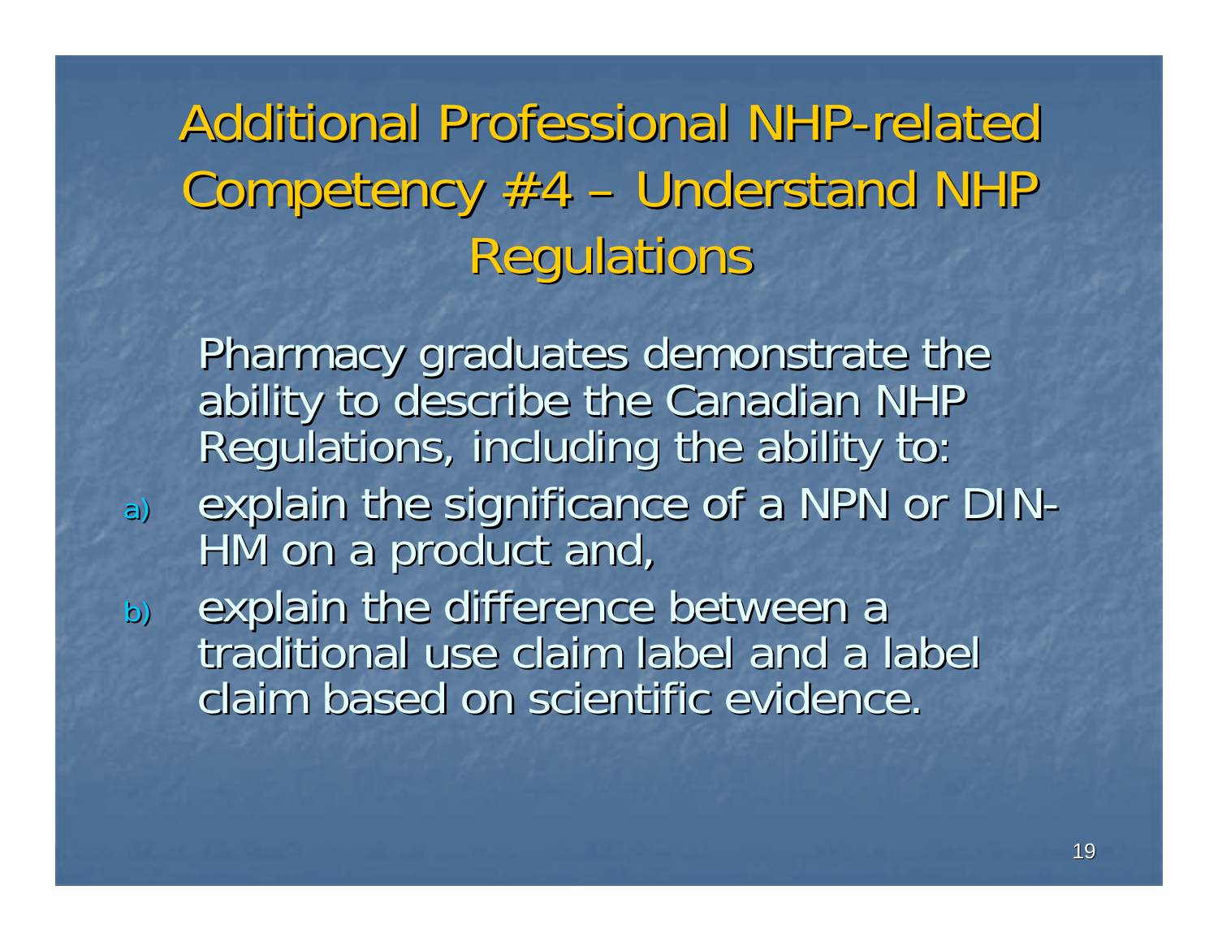# Additional Professional NHP-related Competency #4 – Understand NHP Regulations

Pharmacy graduates demonstrate the ability to describe the Canadian NHP Regulations, including the ability to:

a) explain the significance of a NPN or DIN-HM on a product and,

b) explain the difference between a traditional use claim label and a label claim based on scientific evidence.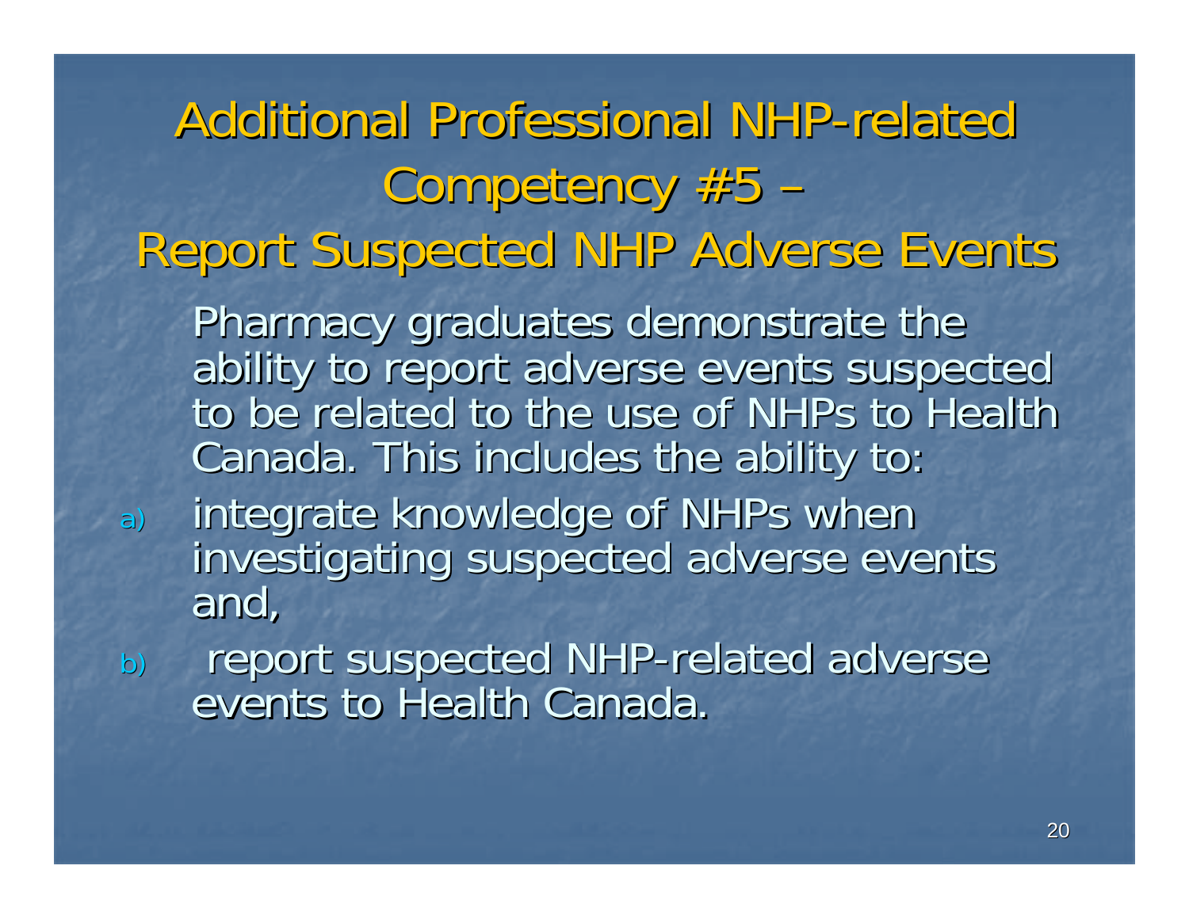# Additional Professional NHP-related Competency #5 – Report Suspected NHP Adverse Events

Pharmacy graduates demonstrate the ability to report adverse events suspected to be related to the use of NHPs to Health Canada. This includes the ability to:

a) integrate knowledge of NHPs when investigating suspected adverse events and,

b) report suspected NHP-related adverse events to Health Canada.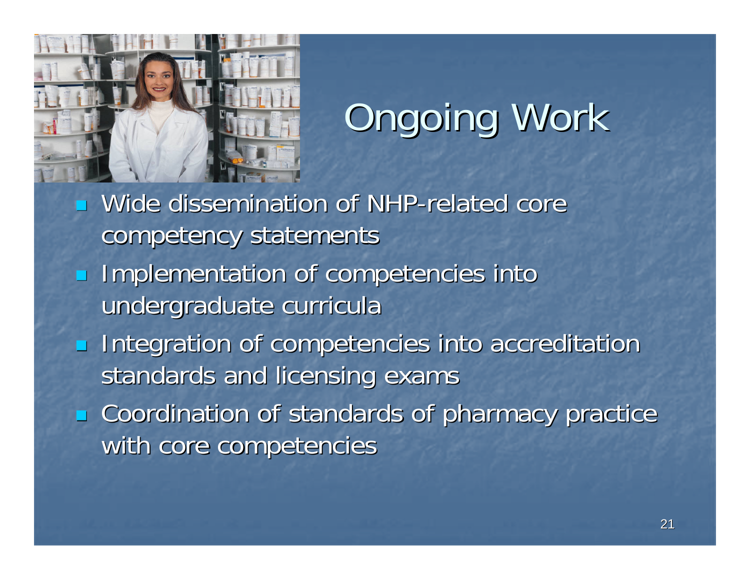# Ongoing Work

- Wide dissemination of NHP-related core competency statements
- Implementation of competencies into undergraduate curricula
- Integration of competencies into accreditation standards and licensing exams
- Coordination of standards of pharmacy practice with core competencies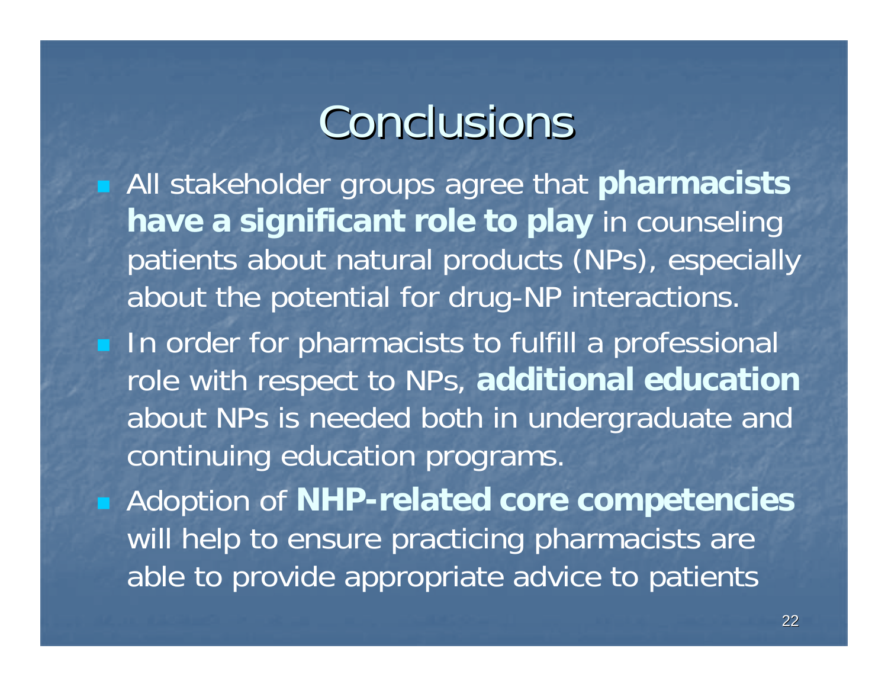# Conclusions

- All stakeholder groups agree that **pharmacists have a significant role to play** in counseling patients about natural products (NPs), especially about the potential for drug-NP interactions.
- In order for pharmacists to fulfill a professional role with respect to NPs, **additional education** about NPs is needed both in undergraduate and continuing education programs.
- Adoption of **NHP-related core competencies** will help to ensure practicing pharmacists are able to provide appropriate advice to patients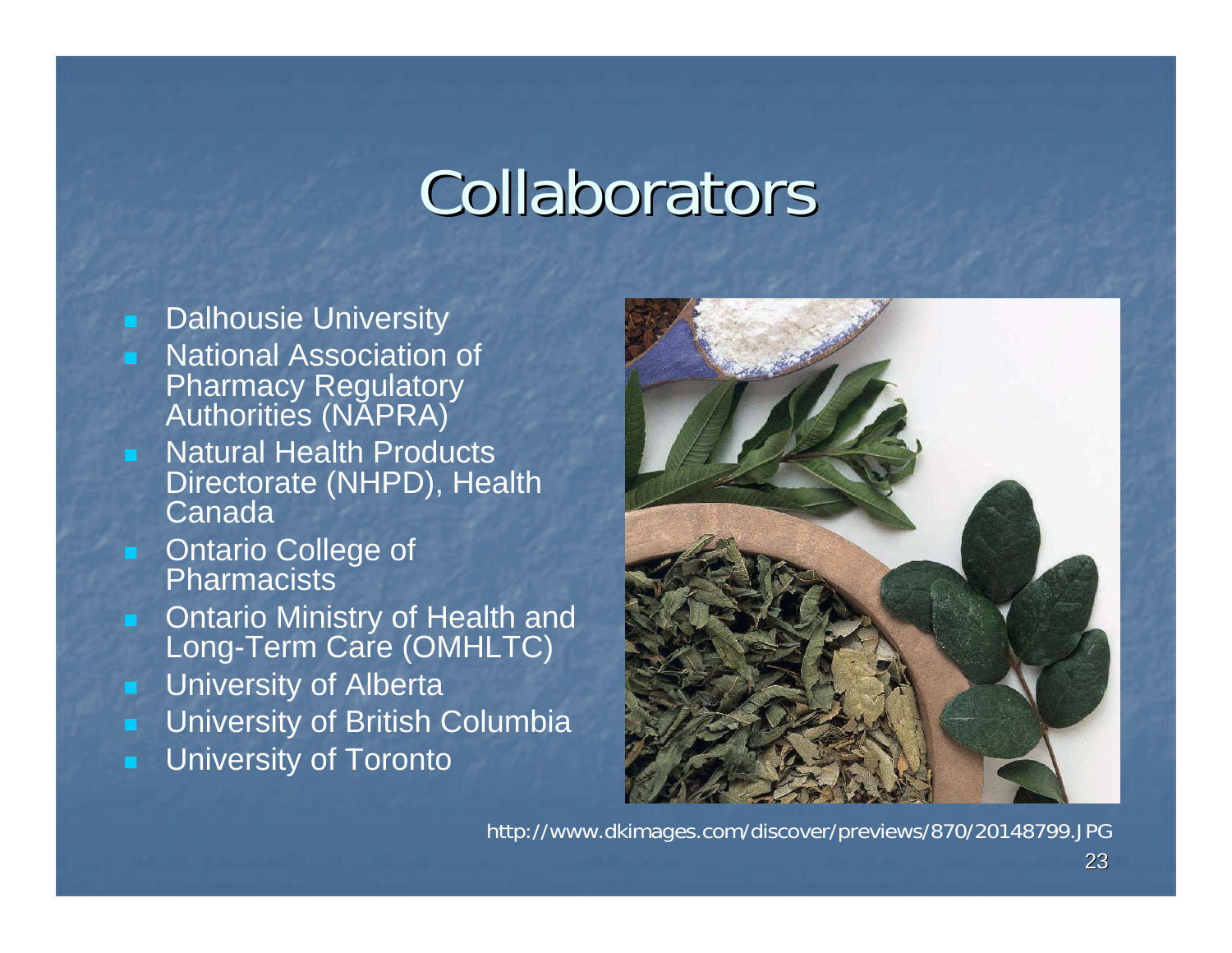# Collaborators

- Dalhousie University
- National Association of Pharmacy Regulatory Authorities (NAPRA)
- Natural Health Products Directorate (NHPD), Health Canada
- Ontario College of Pharmacists
- Ontario Ministry of Health and Long-Term Care (OMHLTC)
- University of Alberta
- University of British Columbia
- University of Toronto

http://www.dkimages.com/discover/previews/870/20148799.JPG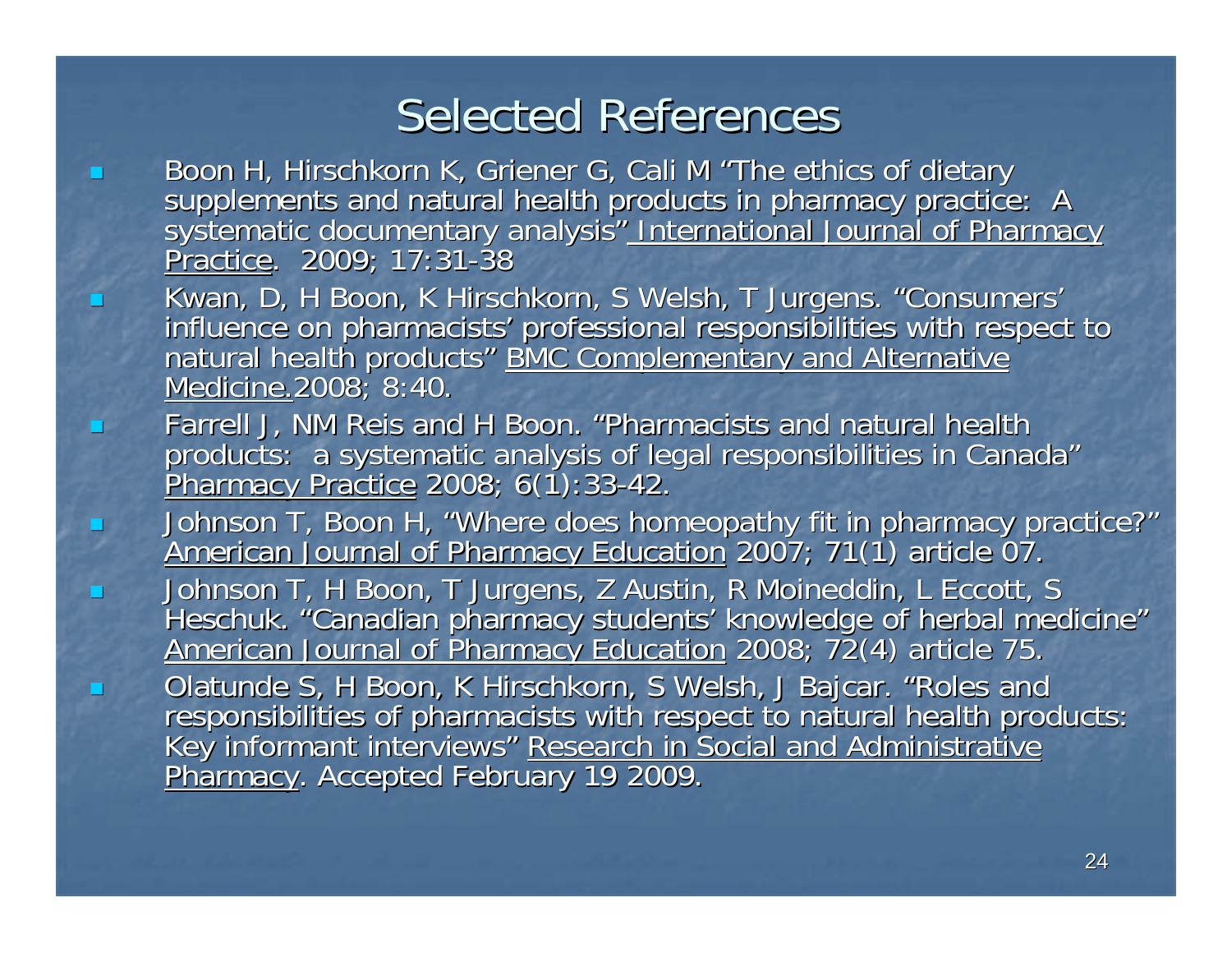# Selected References

- Boon H, Hirschkorn K, Griener G, Cali M "The ethics of dietary supplements and natural health products in pharmacy practice: A systematic documentary analysis" International Journal of Pharmacy Practice. 2009; 17:31-38
- Kwan, D, H Boon, K Hirschkorn, S Welsh, T Jurgens. "Consumers' influence on pharmacists' professional responsibilities with respect to natural health products" BMC Complementary and Alternative Medicine. 2008; 8:40.
- Farrell J, NM Reis and H Boon. "Pharmacists and natural health products: a systematic analysis of legal responsibilities in Canada" Pharmacy Practice 2008; 6(1):33-42.
- Johnson T, Boon H, "Where does homeopathy fit in pharmacy practice?" American Journal of Pharmacy Education 2007; 71(1) article 07.
- Johnson T, H Boon, T Jurgens, Z Austin, R Moineddin, L Eccott, S Heschuk. "Canadian pharmacy students' knowledge of herbal medicine" American Journal of Pharmacy Education 2008; 72(4) article 75.
- Olatunde S, H Boon, K Hirschkorn, S Welsh, J Bajcar. "Roles and responsibilities of pharmacists with respect to natural health products: Key informant interviews" Research in Social and Administrative Pharmacy. Accepted February 19 2009.